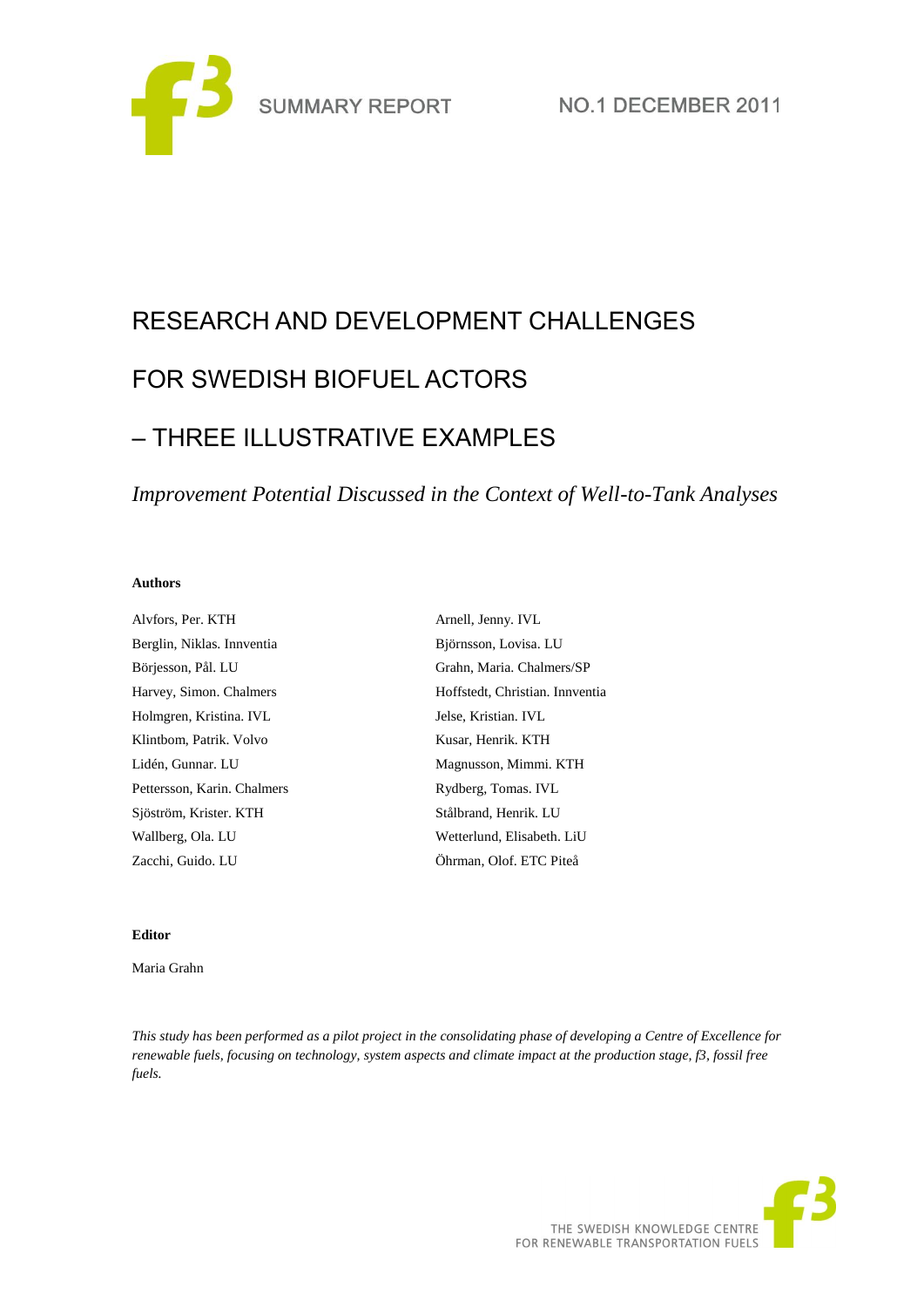SUMMARY REPORT NO.1 DECEMBER 2011

# RESEARCH AND DEVELOPMENT CHALLENGES FOR SWEDISH BIOFUEL ACTORS – THREE ILLUSTRATIVE EXAMPLES

*Improvement Potential Discussed in the Context of Well-to-Tank Analyses*

**Authors**

Alvfors, Per. KTH
Berglin, Niklas. Innventia
Börjesson, Pål. LU
Harvey, Simon. Chalmers
Holmgren, Kristina. IVL
Klintbom, Patrik. Volvo
Lidén, Gunnar. LU
Pettersson, Karin. Chalmers
Sjöström, Krister. KTH
Wallberg, Ola. LU
Zacchi, Guido. LU
Arnell, Jenny. IVL
Björnsson, Lovisa. LU
Grahn, Maria. Chalmers/SP
Hoffstedt, Christian. Innventia
Jelse, Kristian. IVL
Kusar, Henrik. KTH
Magnusson, Mimmi. KTH
Rydberg, Tomas. IVL
Stålbrand, Henrik. LU
Wetterlund, Elisabeth. LiU
Öhrman, Olof. ETC Piteå

**Editor**

Maria Grahn

*This study has been performed as a pilot project in the consolidating phase of developing a Centre of Excellence for renewable fuels, focusing on technology, system aspects and climate impact at the production stage, f3, fossil free fuels.*

THE SWEDISH KNOWLEDGE CENTRE FOR RENEWABLE TRANSPORTATION FUELS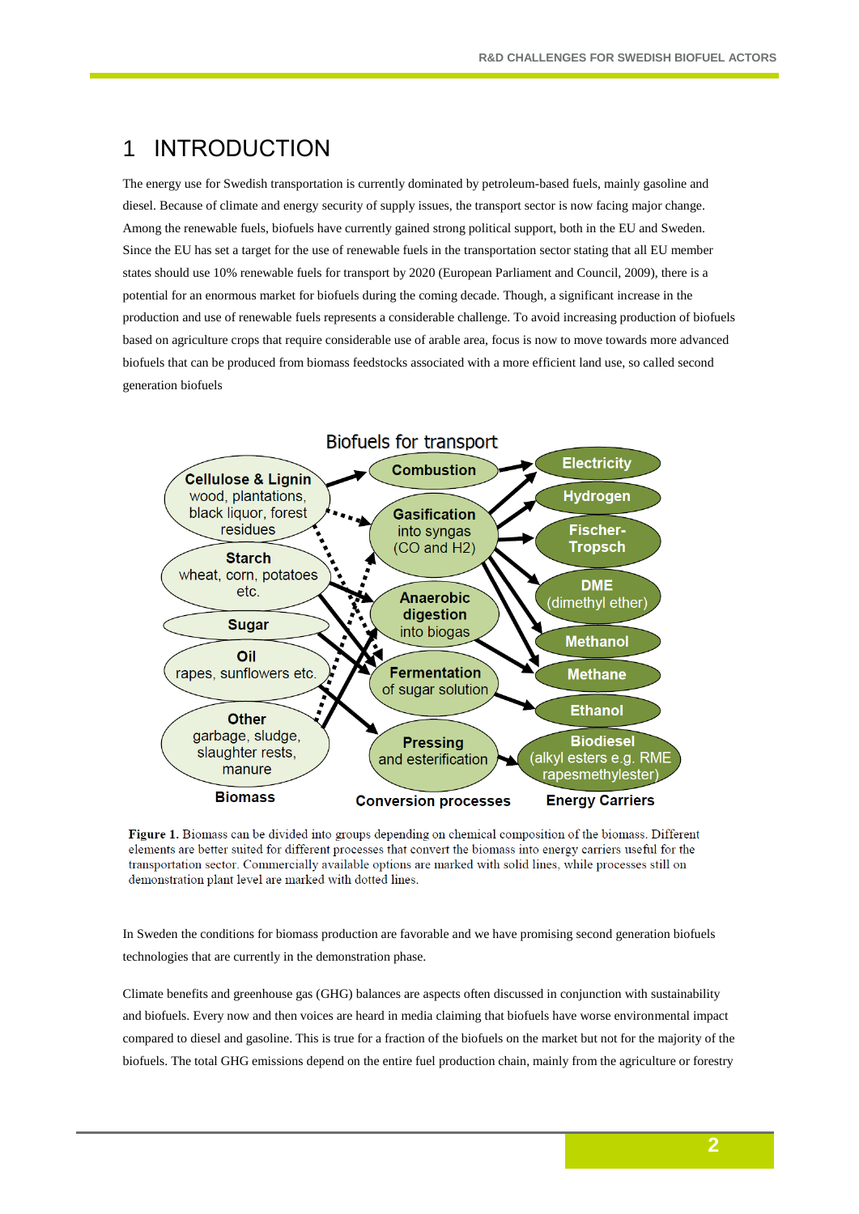# 1 INTRODUCTION

The energy use for Swedish transportation is currently dominated by petroleum-based fuels, mainly gasoline and diesel. Because of climate and energy security of supply issues, the transport sector is now facing major change. Among the renewable fuels, biofuels have currently gained strong political support, both in the EU and Sweden. Since the EU has set a target for the use of renewable fuels in the transportation sector stating that all EU member states should use 10% renewable fuels for transport by 2020 (European Parliament and Council, 2009), there is a potential for an enormous market for biofuels during the coming decade. Though, a significant increase in the production and use of renewable fuels represents a considerable challenge. To avoid increasing production of biofuels based on agriculture crops that require considerable use of arable area, focus is now to move towards more advanced biofuels that can be produced from biomass feedstocks associated with a more efficient land use, so called second generation biofuels

**Figure 1.** Biomass can be divided into groups depending on chemical composition of the biomass. Different elements are better suited for different processes that convert the biomass into energy carriers useful for the transportation sector. Commercially available options are marked with solid lines, while processes still on demonstration plant level are marked with dotted lines.

In Sweden the conditions for biomass production are favorable and we have promising second generation biofuels technologies that are currently in the demonstration phase.

Climate benefits and greenhouse gas (GHG) balances are aspects often discussed in conjunction with sustainability and biofuels. Every now and then voices are heard in media claiming that biofuels have worse environmental impact compared to diesel and gasoline. This is true for a fraction of the biofuels on the market but not for the majority of the biofuels. The total GHG emissions depend on the entire fuel production chain, mainly from the agriculture or forestry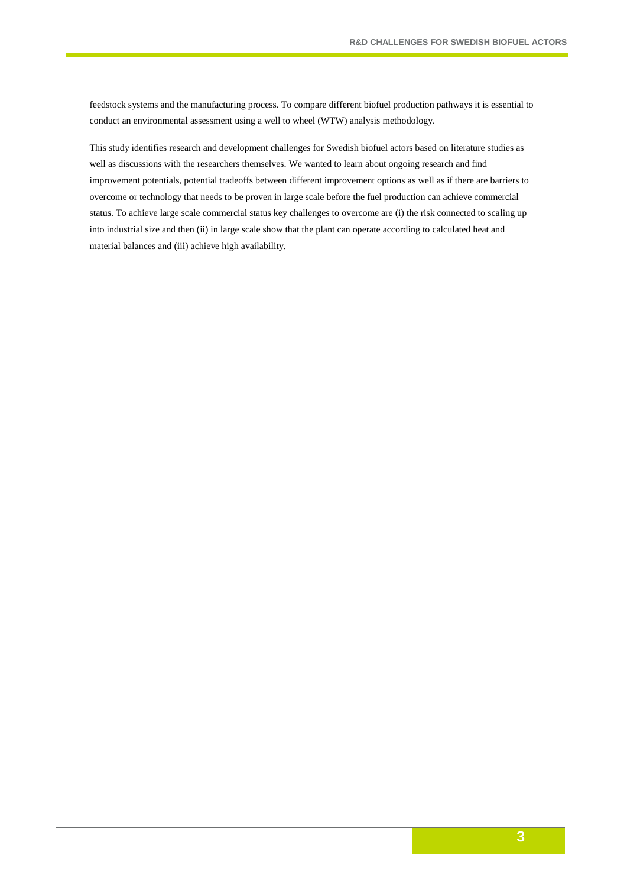feedstock systems and the manufacturing process. To compare different biofuel production pathways it is essential to conduct an environmental assessment using a well to wheel (WTW) analysis methodology.

This study identifies research and development challenges for Swedish biofuel actors based on literature studies as well as discussions with the researchers themselves. We wanted to learn about ongoing research and find improvement potentials, potential tradeoffs between different improvement options as well as if there are barriers to overcome or technology that needs to be proven in large scale before the fuel production can achieve commercial status. To achieve large scale commercial status key challenges to overcome are (i) the risk connected to scaling up into industrial size and then (ii) in large scale show that the plant can operate according to calculated heat and material balances and (iii) achieve high availability.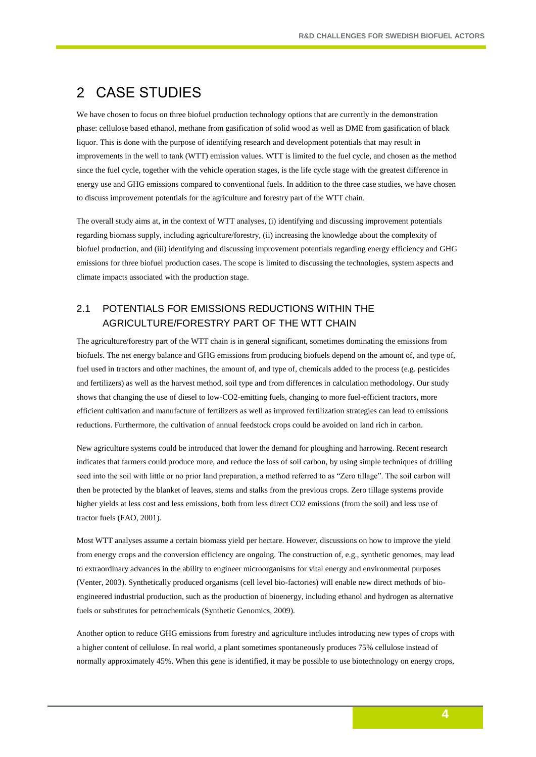# 2 CASE STUDIES

We have chosen to focus on three biofuel production technology options that are currently in the demonstration phase: cellulose based ethanol, methane from gasification of solid wood as well as DME from gasification of black liquor. This is done with the purpose of identifying research and development potentials that may result in improvements in the well to tank (WTT) emission values. WTT is limited to the fuel cycle, and chosen as the method since the fuel cycle, together with the vehicle operation stages, is the life cycle stage with the greatest difference in energy use and GHG emissions compared to conventional fuels. In addition to the three case studies, we have chosen to discuss improvement potentials for the agriculture and forestry part of the WTT chain.

The overall study aims at, in the context of WTT analyses, (i) identifying and discussing improvement potentials regarding biomass supply, including agriculture/forestry, (ii) increasing the knowledge about the complexity of biofuel production, and (iii) identifying and discussing improvement potentials regarding energy efficiency and GHG emissions for three biofuel production cases. The scope is limited to discussing the technologies, system aspects and climate impacts associated with the production stage.

## 2.1 POTENTIALS FOR EMISSIONS REDUCTIONS WITHIN THE AGRICULTURE/FORESTRY PART OF THE WTT CHAIN

The agriculture/forestry part of the WTT chain is in general significant, sometimes dominating the emissions from biofuels. The net energy balance and GHG emissions from producing biofuels depend on the amount of, and type of, fuel used in tractors and other machines, the amount of, and type of, chemicals added to the process (e.g. pesticides and fertilizers) as well as the harvest method, soil type and from differences in calculation methodology. Our study shows that changing the use of diesel to low-CO2-emitting fuels, changing to more fuel-efficient tractors, more efficient cultivation and manufacture of fertilizers as well as improved fertilization strategies can lead to emissions reductions. Furthermore, the cultivation of annual feedstock crops could be avoided on land rich in carbon.

New agriculture systems could be introduced that lower the demand for ploughing and harrowing. Recent research indicates that farmers could produce more, and reduce the loss of soil carbon, by using simple techniques of drilling seed into the soil with little or no prior land preparation, a method referred to as "Zero tillage". The soil carbon will then be protected by the blanket of leaves, stems and stalks from the previous crops. Zero tillage systems provide higher yields at less cost and less emissions, both from less direct CO2 emissions (from the soil) and less use of tractor fuels (FAO, 2001).

Most WTT analyses assume a certain biomass yield per hectare. However, discussions on how to improve the yield from energy crops and the conversion efficiency are ongoing. The construction of, e.g., synthetic genomes, may lead to extraordinary advances in the ability to engineer microorganisms for vital energy and environmental purposes (Venter, 2003). Synthetically produced organisms (cell level bio-factories) will enable new direct methods of bio-engineered industrial production, such as the production of bioenergy, including ethanol and hydrogen as alternative fuels or substitutes for petrochemicals (Synthetic Genomics, 2009).

Another option to reduce GHG emissions from forestry and agriculture includes introducing new types of crops with a higher content of cellulose. In real world, a plant sometimes spontaneously produces 75% cellulose instead of normally approximately 45%. When this gene is identified, it may be possible to use biotechnology on energy crops,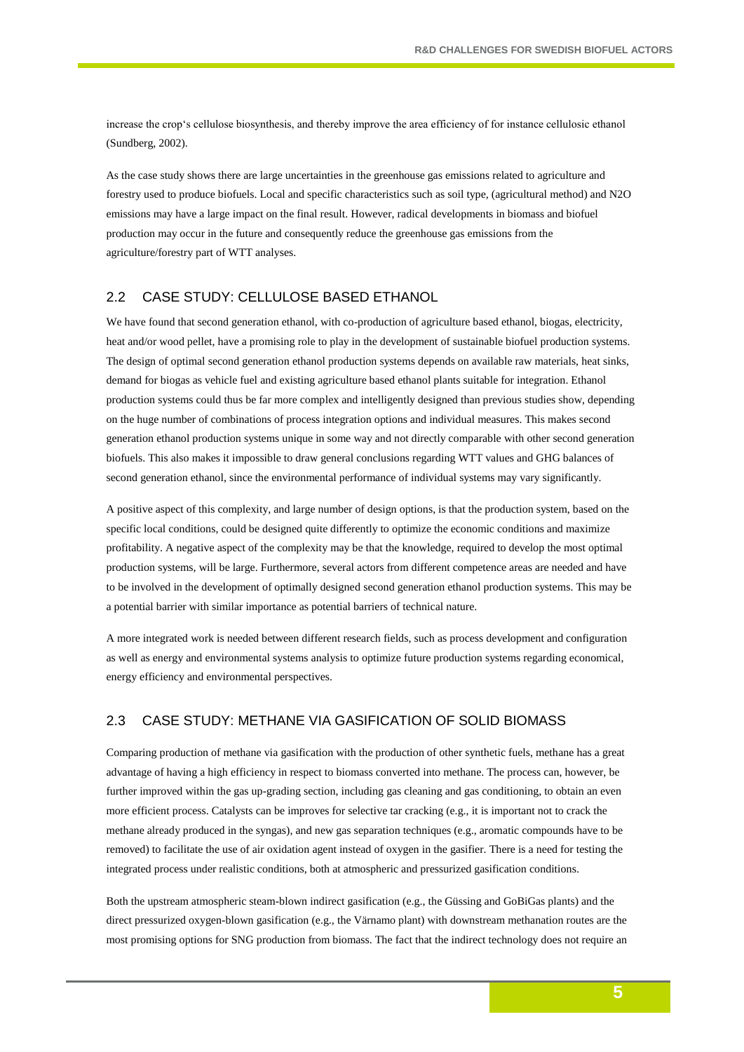increase the crop's cellulose biosynthesis, and thereby improve the area efficiency of for instance cellulosic ethanol (Sundberg, 2002).

As the case study shows there are large uncertainties in the greenhouse gas emissions related to agriculture and forestry used to produce biofuels. Local and specific characteristics such as soil type, (agricultural method) and $N_2O$ emissions may have a large impact on the final result. However, radical developments in biomass and biofuel production may occur in the future and consequently reduce the greenhouse gas emissions from the agriculture/forestry part of WTT analyses.

## 2.2 CASE STUDY: CELLULOSE BASED ETHANOL

We have found that second generation ethanol, with co-production of agriculture based ethanol, biogas, electricity, heat and/or wood pellet, have a promising role to play in the development of sustainable biofuel production systems. The design of optimal second generation ethanol production systems depends on available raw materials, heat sinks, demand for biogas as vehicle fuel and existing agriculture based ethanol plants suitable for integration. Ethanol production systems could thus be far more complex and intelligently designed than previous studies show, depending on the huge number of combinations of process integration options and individual measures. This makes second generation ethanol production systems unique in some way and not directly comparable with other second generation biofuels. This also makes it impossible to draw general conclusions regarding WTT values and GHG balances of second generation ethanol, since the environmental performance of individual systems may vary significantly.

A positive aspect of this complexity, and large number of design options, is that the production system, based on the specific local conditions, could be designed quite differently to optimize the economic conditions and maximize profitability. A negative aspect of the complexity may be that the knowledge, required to develop the most optimal production systems, will be large. Furthermore, several actors from different competence areas are needed and have to be involved in the development of optimally designed second generation ethanol production systems. This may be a potential barrier with similar importance as potential barriers of technical nature.

A more integrated work is needed between different research fields, such as process development and configuration as well as energy and environmental systems analysis to optimize future production systems regarding economical, energy efficiency and environmental perspectives.

## 2.3 CASE STUDY: METHANE VIA GASIFICATION OF SOLID BIOMASS

Comparing production of methane via gasification with the production of other synthetic fuels, methane has a great advantage of having a high efficiency in respect to biomass converted into methane. The process can, however, be further improved within the gas up-grading section, including gas cleaning and gas conditioning, to obtain an even more efficient process. Catalysts can be improves for selective tar cracking (e.g., it is important not to crack the methane already produced in the syngas), and new gas separation techniques (e.g., aromatic compounds have to be removed) to facilitate the use of air oxidation agent instead of oxygen in the gasifier. There is a need for testing the integrated process under realistic conditions, both at atmospheric and pressurized gasification conditions.

Both the upstream atmospheric steam-blown indirect gasification (e.g., the Güssing and GoBiGas plants) and the direct pressurized oxygen-blown gasification (e.g., the Värnamo plant) with downstream methanation routes are the most promising options for SNG production from biomass. The fact that the indirect technology does not require an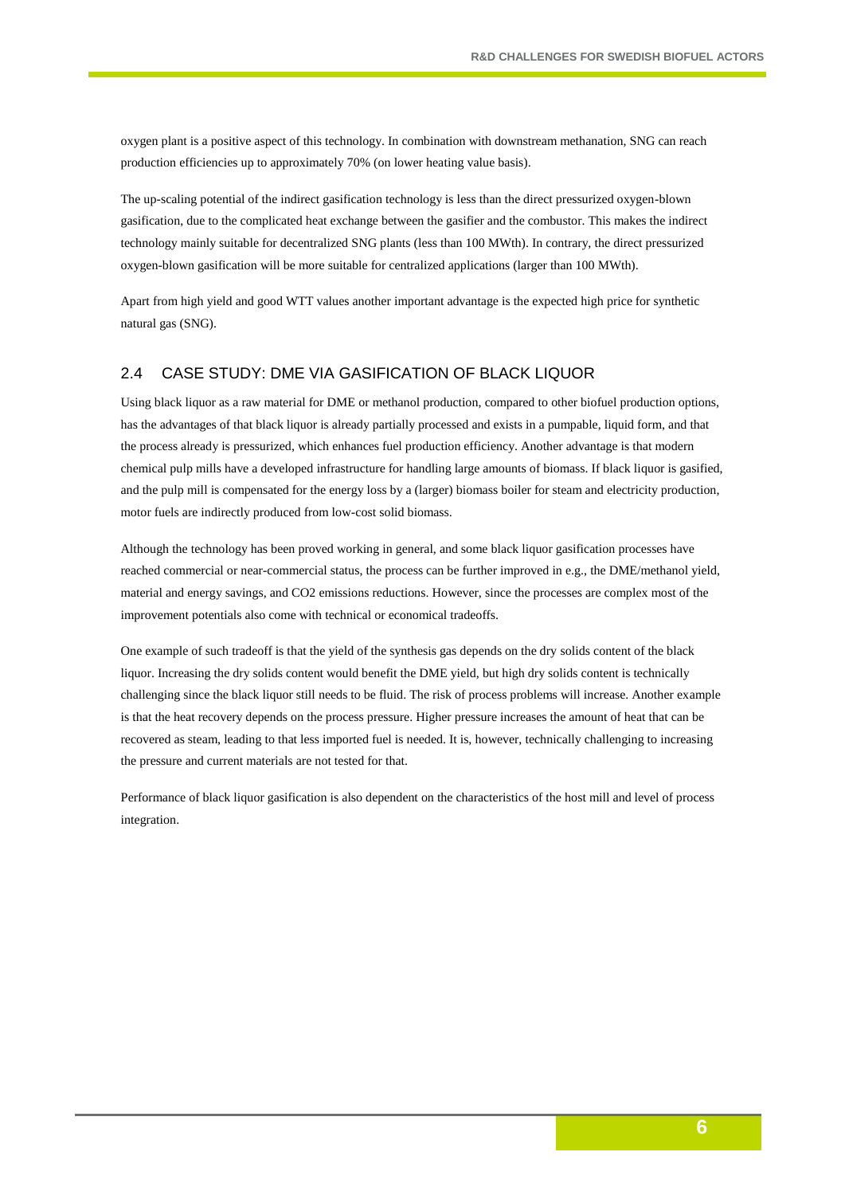oxygen plant is a positive aspect of this technology. In combination with downstream methanation, SNG can reach production efficiencies up to approximately 70% (on lower heating value basis).

The up-scaling potential of the indirect gasification technology is less than the direct pressurized oxygen-blown gasification, due to the complicated heat exchange between the gasifier and the combustor. This makes the indirect technology mainly suitable for decentralized SNG plants (less than 100 MWth). In contrary, the direct pressurized oxygen-blown gasification will be more suitable for centralized applications (larger than 100 MWth).

Apart from high yield and good WTT values another important advantage is the expected high price for synthetic natural gas (SNG).

## 2.4 CASE STUDY: DME VIA GASIFICATION OF BLACK LIQUOR

Using black liquor as a raw material for DME or methanol production, compared to other biofuel production options, has the advantages of that black liquor is already partially processed and exists in a pumpable, liquid form, and that the process already is pressurized, which enhances fuel production efficiency. Another advantage is that modern chemical pulp mills have a developed infrastructure for handling large amounts of biomass. If black liquor is gasified, and the pulp mill is compensated for the energy loss by a (larger) biomass boiler for steam and electricity production, motor fuels are indirectly produced from low-cost solid biomass.

Although the technology has been proved working in general, and some black liquor gasification processes have reached commercial or near-commercial status, the process can be further improved in e.g., the DME/methanol yield, material and energy savings, and $CO_2$ emissions reductions. However, since the processes are complex most of the improvement potentials also come with technical or economical tradeoffs.

One example of such tradeoff is that the yield of the synthesis gas depends on the dry solids content of the black liquor. Increasing the dry solids content would benefit the DME yield, but high dry solids content is technically challenging since the black liquor still needs to be fluid. The risk of process problems will increase. Another example is that the heat recovery depends on the process pressure. Higher pressure increases the amount of heat that can be recovered as steam, leading to that less imported fuel is needed. It is, however, technically challenging to increasing the pressure and current materials are not tested for that.

Performance of black liquor gasification is also dependent on the characteristics of the host mill and level of process integration.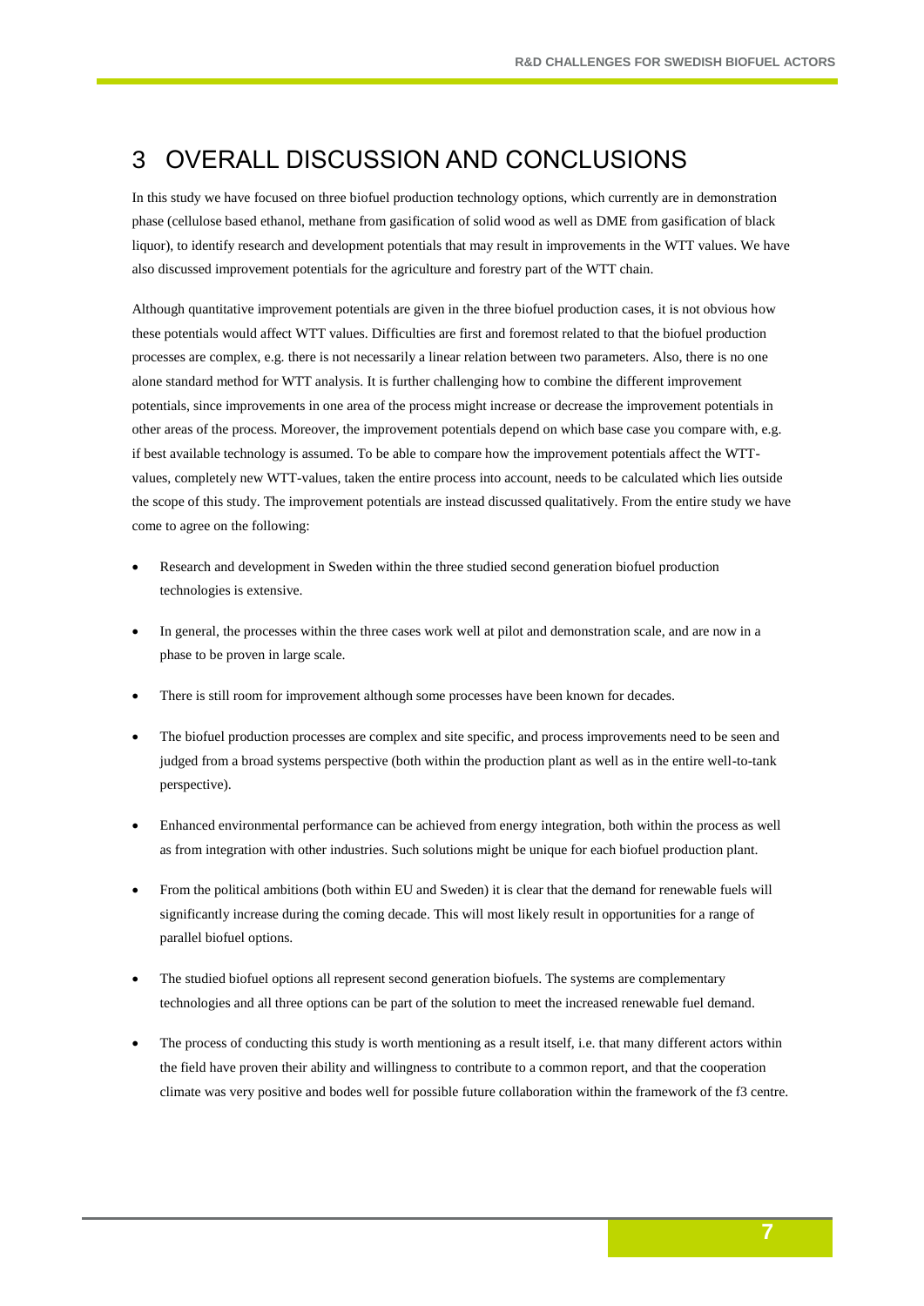# 3 OVERALL DISCUSSION AND CONCLUSIONS

In this study we have focused on three biofuel production technology options, which currently are in demonstration phase (cellulose based ethanol, methane from gasification of solid wood as well as DME from gasification of black liquor), to identify research and development potentials that may result in improvements in the WTT values. We have also discussed improvement potentials for the agriculture and forestry part of the WTT chain.

Although quantitative improvement potentials are given in the three biofuel production cases, it is not obvious how these potentials would affect WTT values. Difficulties are first and foremost related to that the biofuel production processes are complex, e.g. there is not necessarily a linear relation between two parameters. Also, there is no one alone standard method for WTT analysis. It is further challenging how to combine the different improvement potentials, since improvements in one area of the process might increase or decrease the improvement potentials in other areas of the process. Moreover, the improvement potentials depend on which base case you compare with, e.g. if best available technology is assumed. To be able to compare how the improvement potentials affect the WTT-values, completely new WTT-values, taken the entire process into account, needs to be calculated which lies outside the scope of this study. The improvement potentials are instead discussed qualitatively. From the entire study we have come to agree on the following:

- Research and development in Sweden within the three studied second generation biofuel production technologies is extensive.
- In general, the processes within the three cases work well at pilot and demonstration scale, and are now in a phase to be proven in large scale.
- There is still room for improvement although some processes have been known for decades.
- The biofuel production processes are complex and site specific, and process improvements need to be seen and judged from a broad systems perspective (both within the production plant as well as in the entire well-to-tank perspective).
- Enhanced environmental performance can be achieved from energy integration, both within the process as well as from integration with other industries. Such solutions might be unique for each biofuel production plant.
- From the political ambitions (both within EU and Sweden) it is clear that the demand for renewable fuels will significantly increase during the coming decade. This will most likely result in opportunities for a range of parallel biofuel options.
- The studied biofuel options all represent second generation biofuels. The systems are complementary technologies and all three options can be part of the solution to meet the increased renewable fuel demand.
- The process of conducting this study is worth mentioning as a result itself, i.e. that many different actors within the field have proven their ability and willingness to contribute to a common report, and that the cooperation climate was very positive and bodes well for possible future collaboration within the framework of the f3 centre.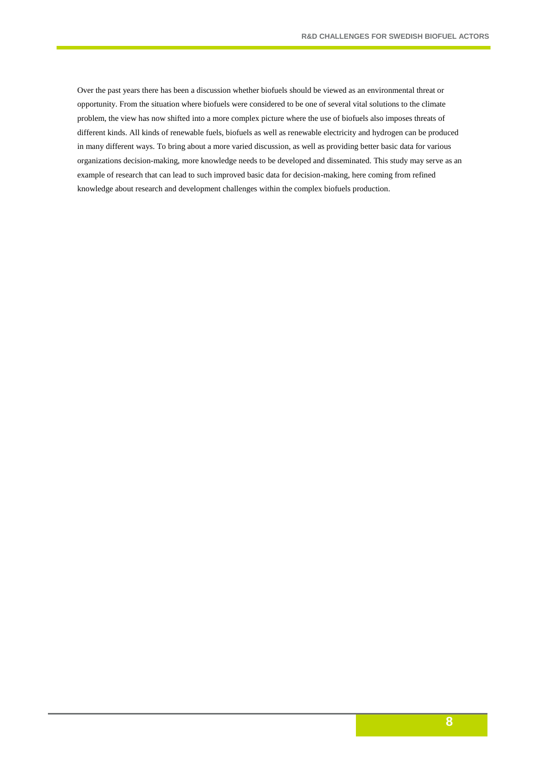Over the past years there has been a discussion whether biofuels should be viewed as an environmental threat or opportunity. From the situation where biofuels were considered to be one of several vital solutions to the climate problem, the view has now shifted into a more complex picture where the use of biofuels also imposes threats of different kinds. All kinds of renewable fuels, biofuels as well as renewable electricity and hydrogen can be produced in many different ways. To bring about a more varied discussion, as well as providing better basic data for various organizations decision-making, more knowledge needs to be developed and disseminated. This study may serve as an example of research that can lead to such improved basic data for decision-making, here coming from refined knowledge about research and development challenges within the complex biofuels production.